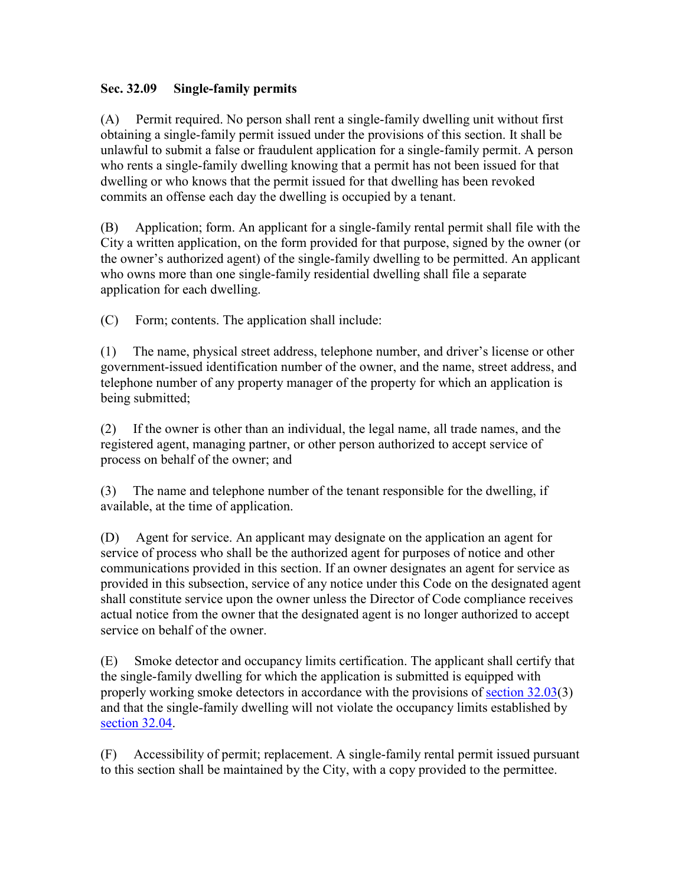**Sec. 32.09 Single-family permits**

(A) Permit required. No person shall rent a single-family dwelling unit without first obtaining a single-family permit issued under the provisions of this section. It shall be unlawful to submit a false or fraudulent application for a single-family permit. A person who rents a single-family dwelling knowing that a permit has not been issued for that dwelling or who knows that the permit issued for that dwelling has been revoked commits an offense each day the dwelling is occupied by a tenant.

(B) Application; form. An applicant for a single-family rental permit shall file with the City a written application, on the form provided for that purpose, signed by the owner (or the owner's authorized agent) of the single-family dwelling to be permitted. An applicant who owns more than one single-family residential dwelling shall file a separate application for each dwelling.

(C) Form; contents. The application shall include:

(1) The name, physical street address, telephone number, and driver's license or other government-issued identification number of the owner, and the name, street address, and telephone number of any property manager of the property for which an application is being submitted;

(2) If the owner is other than an individual, the legal name, all trade names, and the registered agent, managing partner, or other person authorized to accept service of process on behalf of the owner; and

(3) The name and telephone number of the tenant responsible for the dwelling, if available, at the time of application.

(D) Agent for service. An applicant may designate on the application an agent for service of process who shall be the authorized agent for purposes of notice and other communications provided in this section. If an owner designates an agent for service as provided in this subsection, service of any notice under this Code on the designated agent shall constitute service upon the owner unless the Director of Code compliance receives actual notice from the owner that the designated agent is no longer authorized to accept service on behalf of the owner.

(E) Smoke detector and occupancy limits certification. The applicant shall certify that the single-family dwelling for which the application is submitted is equipped with properly working smoke detectors in accordance with the provisions of section 32.03(3) and that the single-family dwelling will not violate the occupancy limits established by section 32.04.

(F) Accessibility of permit; replacement. A single-family rental permit issued pursuant to this section shall be maintained by the City, with a copy provided to the permittee.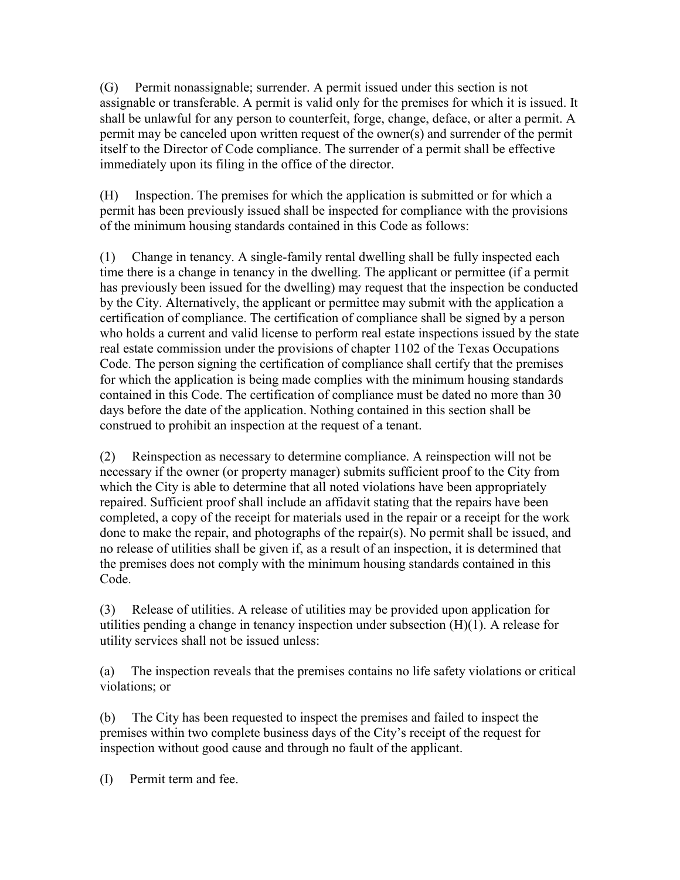(G) Permit nonassignable; surrender. A permit issued under this section is not assignable or transferable. A permit is valid only for the premises for which it is issued. It shall be unlawful for any person to counterfeit, forge, change, deface, or alter a permit. A permit may be canceled upon written request of the owner(s) and surrender of the permit itself to the Director of Code compliance. The surrender of a permit shall be effective immediately upon its filing in the office of the director.

(H) Inspection. The premises for which the application is submitted or for which a permit has been previously issued shall be inspected for compliance with the provisions of the minimum housing standards contained in this Code as follows:

(1) Change in tenancy. A single-family rental dwelling shall be fully inspected each time there is a change in tenancy in the dwelling. The applicant or permittee (if a permit has previously been issued for the dwelling) may request that the inspection be conducted by the City. Alternatively, the applicant or permittee may submit with the application a certification of compliance. The certification of compliance shall be signed by a person who holds a current and valid license to perform real estate inspections issued by the state real estate commission under the provisions of chapter 1102 of the Texas Occupations Code. The person signing the certification of compliance shall certify that the premises for which the application is being made complies with the minimum housing standards contained in this Code. The certification of compliance must be dated no more than 30 days before the date of the application. Nothing contained in this section shall be construed to prohibit an inspection at the request of a tenant.

(2) Reinspection as necessary to determine compliance. A reinspection will not be necessary if the owner (or property manager) submits sufficient proof to the City from which the City is able to determine that all noted violations have been appropriately repaired. Sufficient proof shall include an affidavit stating that the repairs have been completed, a copy of the receipt for materials used in the repair or a receipt for the work done to make the repair, and photographs of the repair(s). No permit shall be issued, and no release of utilities shall be given if, as a result of an inspection, it is determined that the premises does not comply with the minimum housing standards contained in this Code.

(3) Release of utilities. A release of utilities may be provided upon application for utilities pending a change in tenancy inspection under subsection (H)(1). A release for utility services shall not be issued unless:

(a) The inspection reveals that the premises contains no life safety violations or critical violations; or

(b) The City has been requested to inspect the premises and failed to inspect the premises within two complete business days of the City's receipt of the request for inspection without good cause and through no fault of the applicant.

(I) Permit term and fee.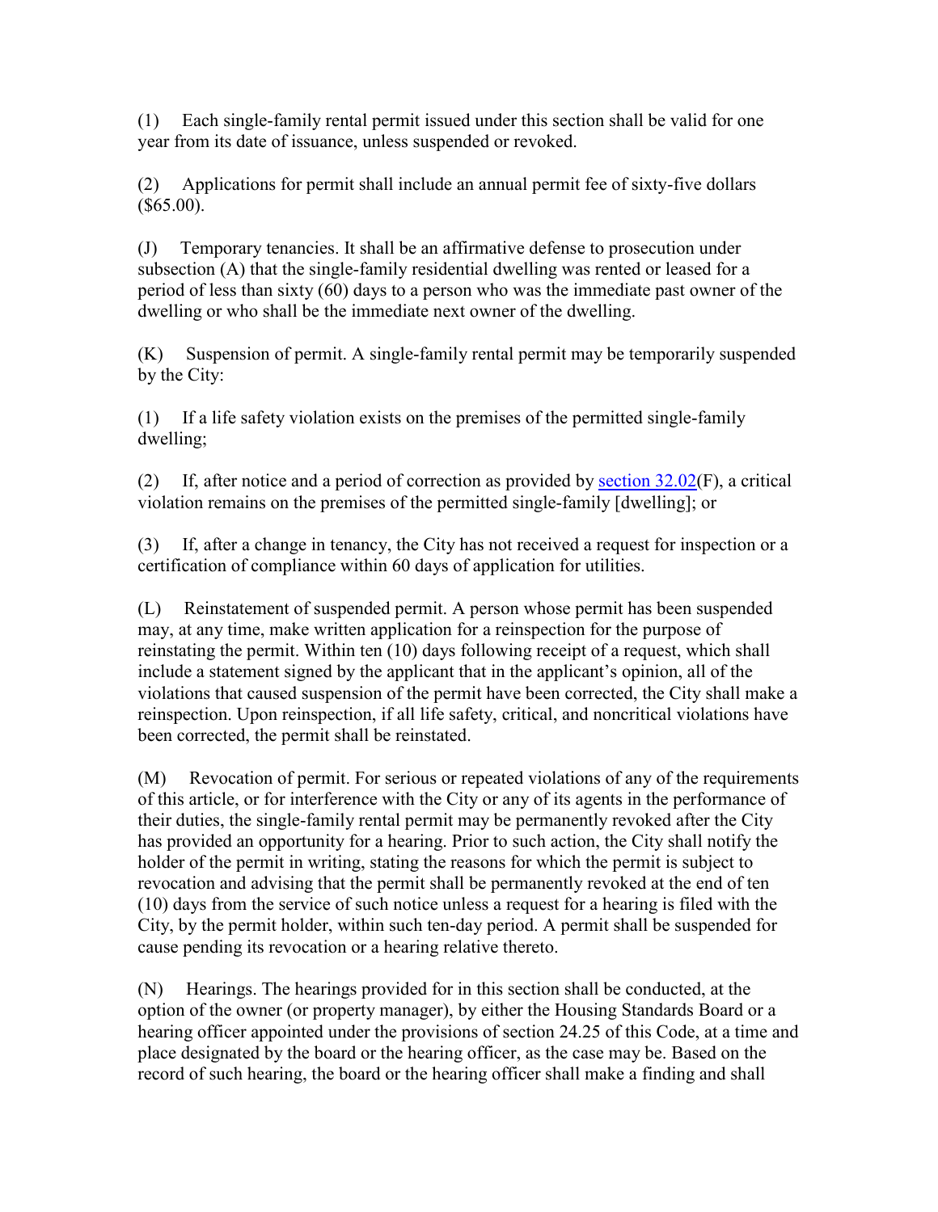(1) Each single-family rental permit issued under this section shall be valid for one year from its date of issuance, unless suspended or revoked.

(2) Applications for permit shall include an annual permit fee of sixty-five dollars ($65.00).

(J) Temporary tenancies. It shall be an affirmative defense to prosecution under subsection (A) that the single-family residential dwelling was rented or leased for a period of less than sixty (60) days to a person who was the immediate past owner of the dwelling or who shall be the immediate next owner of the dwelling.

(K) Suspension of permit. A single-family rental permit may be temporarily suspended by the City:

(1) If a life safety violation exists on the premises of the permitted single-family dwelling;

(2) If, after notice and a period of correction as provided by [section 32.02](F), a critical violation remains on the premises of the permitted single-family [dwelling]; or

(3) If, after a change in tenancy, the City has not received a request for inspection or a certification of compliance within 60 days of application for utilities.

(L) Reinstatement of suspended permit. A person whose permit has been suspended may, at any time, make written application for a reinspection for the purpose of reinstating the permit. Within ten (10) days following receipt of a request, which shall include a statement signed by the applicant that in the applicant's opinion, all of the violations that caused suspension of the permit have been corrected, the City shall make a reinspection. Upon reinspection, if all life safety, critical, and noncritical violations have been corrected, the permit shall be reinstated.

(M) Revocation of permit. For serious or repeated violations of any of the requirements of this article, or for interference with the City or any of its agents in the performance of their duties, the single-family rental permit may be permanently revoked after the City has provided an opportunity for a hearing. Prior to such action, the City shall notify the holder of the permit in writing, stating the reasons for which the permit is subject to revocation and advising that the permit shall be permanently revoked at the end of ten (10) days from the service of such notice unless a request for a hearing is filed with the City, by the permit holder, within such ten-day period. A permit shall be suspended for cause pending its revocation or a hearing relative thereto.

(N) Hearings. The hearings provided for in this section shall be conducted, at the option of the owner (or property manager), by either the Housing Standards Board or a hearing officer appointed under the provisions of section 24.25 of this Code, at a time and place designated by the board or the hearing officer, as the case may be. Based on the record of such hearing, the board or the hearing officer shall make a finding and shall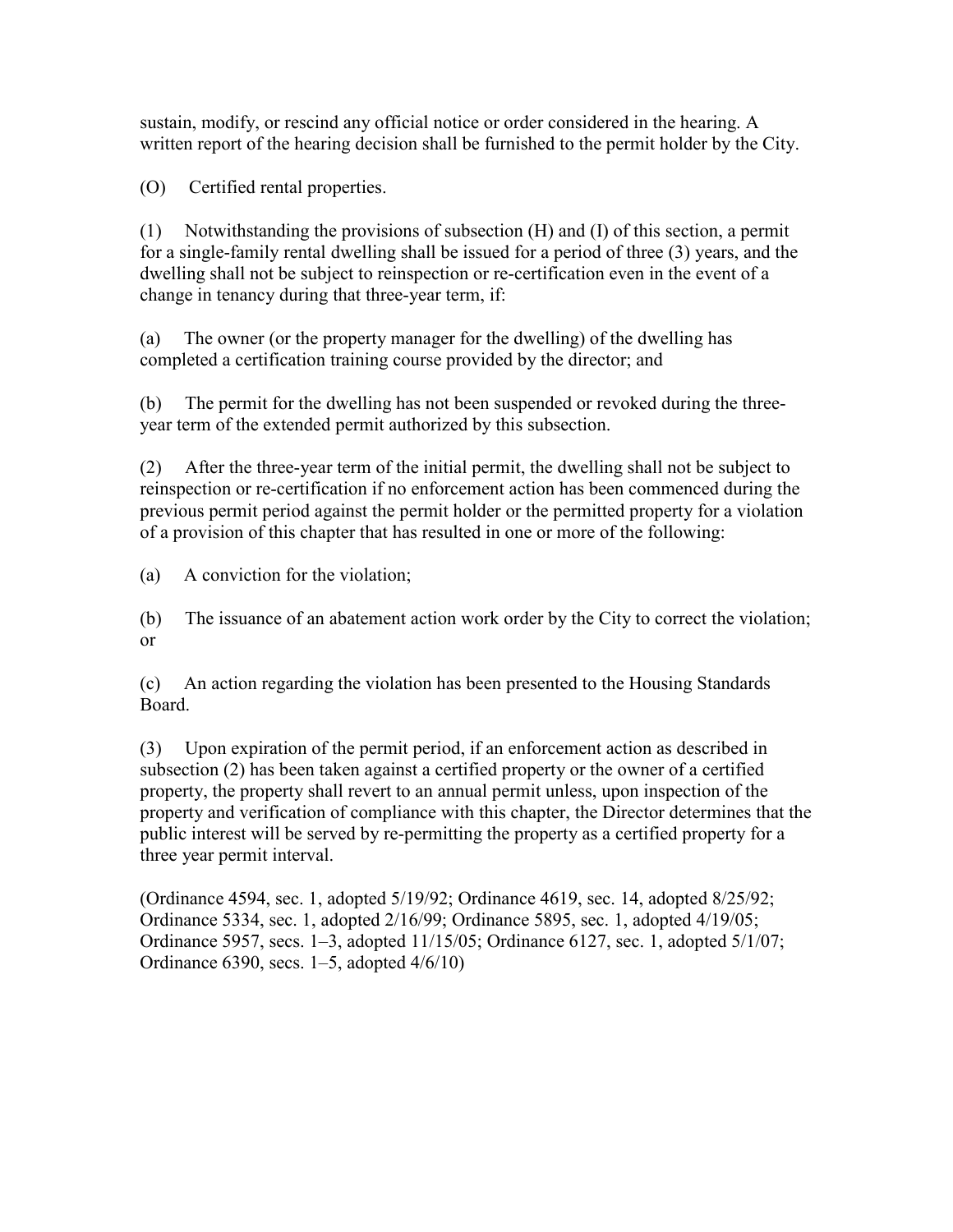sustain, modify, or rescind any official notice or order considered in the hearing. A written report of the hearing decision shall be furnished to the permit holder by the City.

(O) Certified rental properties.

(1) Notwithstanding the provisions of subsection (H) and (I) of this section, a permit for a single-family rental dwelling shall be issued for a period of three (3) years, and the dwelling shall not be subject to reinspection or re-certification even in the event of a change in tenancy during that three-year term, if:

(a) The owner (or the property manager for the dwelling) of the dwelling has completed a certification training course provided by the director; and

(b) The permit for the dwelling has not been suspended or revoked during the three-year term of the extended permit authorized by this subsection.

(2) After the three-year term of the initial permit, the dwelling shall not be subject to reinspection or re-certification if no enforcement action has been commenced during the previous permit period against the permit holder or the permitted property for a violation of a provision of this chapter that has resulted in one or more of the following:

(a) A conviction for the violation;

(b) The issuance of an abatement action work order by the City to correct the violation; or

(c) An action regarding the violation has been presented to the Housing Standards Board.

(3) Upon expiration of the permit period, if an enforcement action as described in subsection (2) has been taken against a certified property or the owner of a certified property, the property shall revert to an annual permit unless, upon inspection of the property and verification of compliance with this chapter, the Director determines that the public interest will be served by re-permitting the property as a certified property for a three year permit interval.

(Ordinance 4594, sec. 1, adopted 5/19/92; Ordinance 4619, sec. 14, adopted 8/25/92; Ordinance 5334, sec. 1, adopted 2/16/99; Ordinance 5895, sec. 1, adopted 4/19/05; Ordinance 5957, secs. 1–3, adopted 11/15/05; Ordinance 6127, sec. 1, adopted 5/1/07; Ordinance 6390, secs. 1–5, adopted 4/6/10)